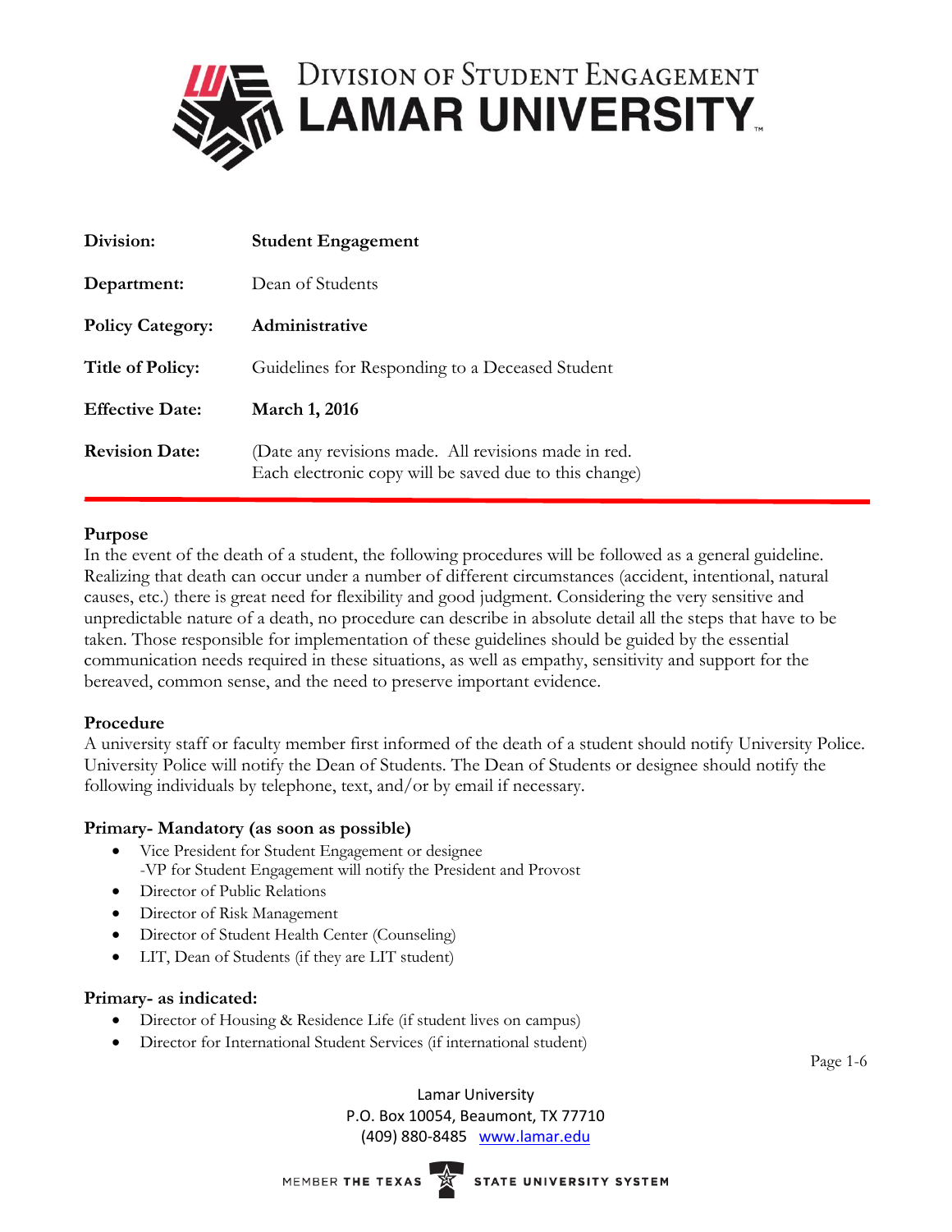# Division of Student Engagement
# LAMAR UNIVERSITY

| | |
|---|---|
| **Division:** | **Student Engagement** |
| **Department:** | Dean of Students |
| **Policy Category:** | **Administrative** |
| **Title of Policy:** | Guidelines for Responding to a Deceased Student |
| **Effective Date:** | **March 1, 2016** |
| **Revision Date:** | (Date any revisions made. All revisions made in red. Each electronic copy will be saved due to this change) |

**Purpose**

In the event of the death of a student, the following procedures will be followed as a general guideline. Realizing that death can occur under a number of different circumstances (accident, intentional, natural causes, etc.) there is great need for flexibility and good judgment. Considering the very sensitive and unpredictable nature of a death, no procedure can describe in absolute detail all the steps that have to be taken. Those responsible for implementation of these guidelines should be guided by the essential communication needs required in these situations, as well as empathy, sensitivity and support for the bereaved, common sense, and the need to preserve important evidence.

**Procedure**

A university staff or faculty member first informed of the death of a student should notify University Police. University Police will notify the Dean of Students. The Dean of Students or designee should notify the following individuals by telephone, text, and/or by email if necessary.

**Primary- Mandatory (as soon as possible)**

- Vice President for Student Engagement or designee
  -VP for Student Engagement will notify the President and Provost
- Director of Public Relations
- Director of Risk Management
- Director of Student Health Center (Counseling)
- LIT, Dean of Students (if they are LIT student)

**Primary- as indicated:**

- Director of Housing & Residence Life (if student lives on campus)
- Director for International Student Services (if international student)

Lamar University
P.O. Box 10054, Beaumont, TX 77710
(409) 880-8485 www.lamar.edu

MEMBER THE TEXAS STATE UNIVERSITY SYSTEM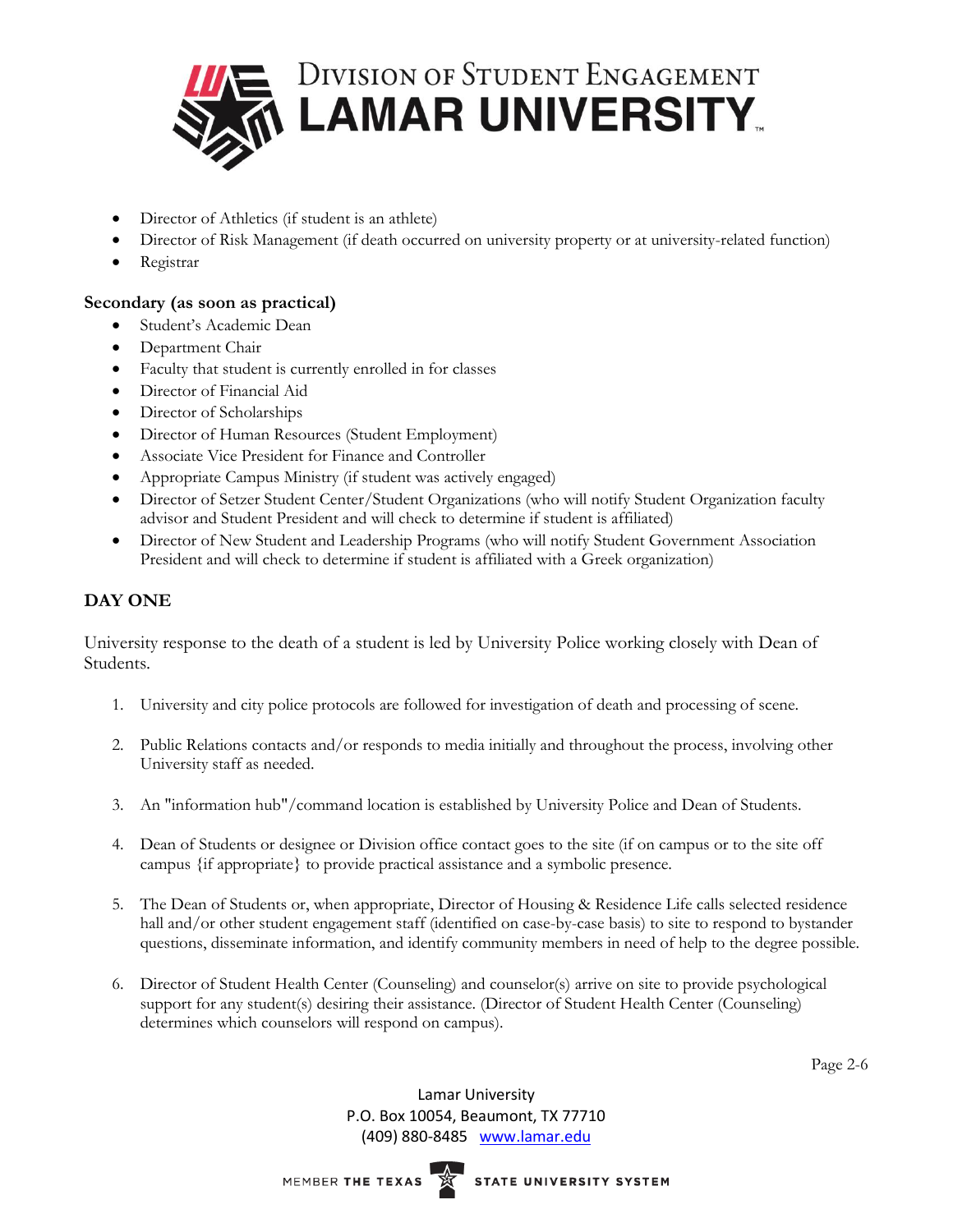- Director of Athletics (if student is an athlete)
- Director of Risk Management (if death occurred on university property or at university-related function)
- Registrar

**Secondary (as soon as practical)**

- Student's Academic Dean
- Department Chair
- Faculty that student is currently enrolled in for classes
- Director of Financial Aid
- Director of Scholarships
- Director of Human Resources (Student Employment)
- Associate Vice President for Finance and Controller
- Appropriate Campus Ministry (if student was actively engaged)
- Director of Setzer Student Center/Student Organizations (who will notify Student Organization faculty advisor and Student President and will check to determine if student is affiliated)
- Director of New Student and Leadership Programs (who will notify Student Government Association President and will check to determine if student is affiliated with a Greek organization)

## DAY ONE

University response to the death of a student is led by University Police working closely with Dean of Students.

1. University and city police protocols are followed for investigation of death and processing of scene.
2. Public Relations contacts and/or responds to media initially and throughout the process, involving other University staff as needed.
3. An "information hub"/command location is established by University Police and Dean of Students.
4. Dean of Students or designee or Division office contact goes to the site (if on campus or to the site off campus {if appropriate} to provide practical assistance and a symbolic presence.
5. The Dean of Students or, when appropriate, Director of Housing & Residence Life calls selected residence hall and/or other student engagement staff (identified on case-by-case basis) to site to respond to bystander questions, disseminate information, and identify community members in need of help to the degree possible.
6. Director of Student Health Center (Counseling) and counselor(s) arrive on site to provide psychological support for any student(s) desiring their assistance. (Director of Student Health Center (Counseling) determines which counselors will respond on campus).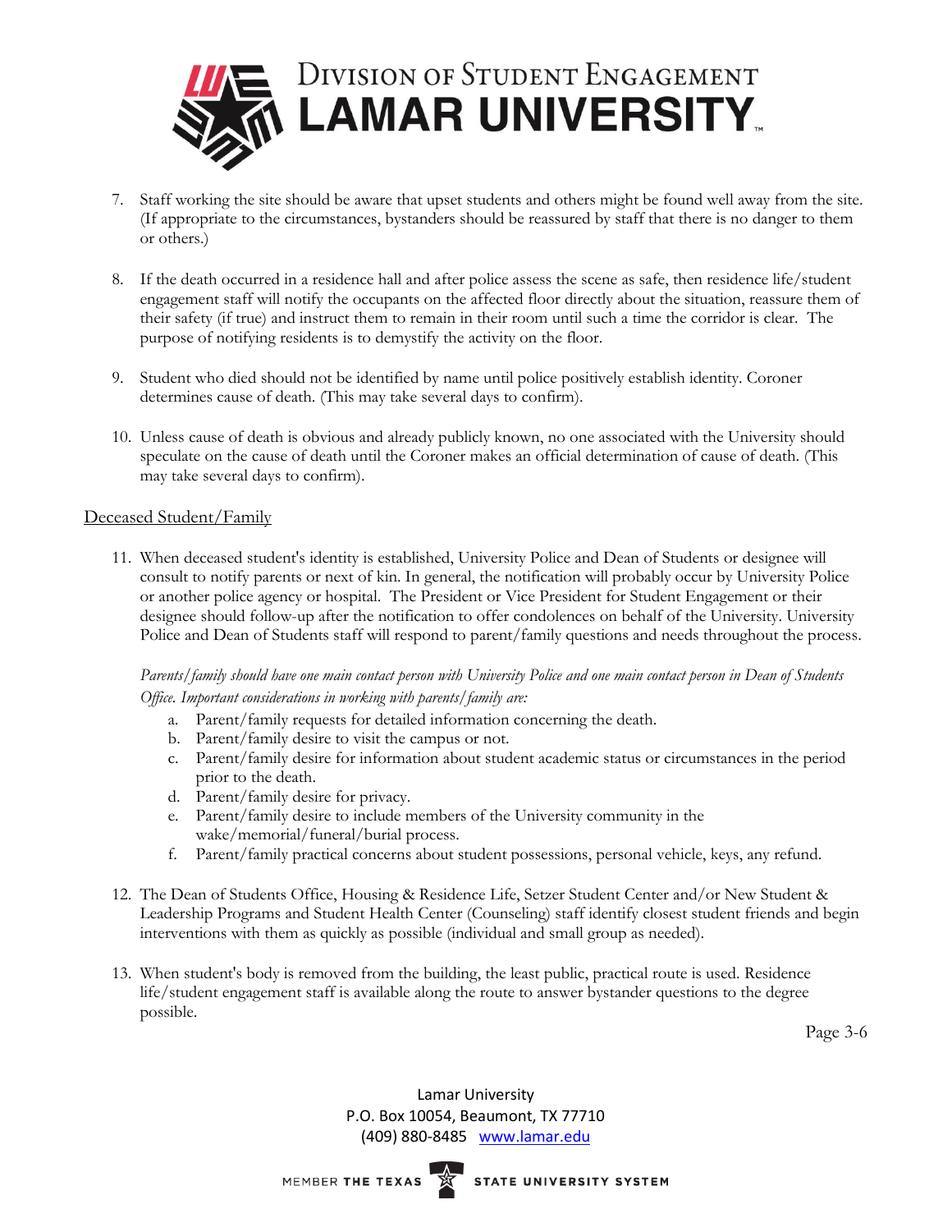7. Staff working the site should be aware that upset students and others might be found well away from the site. (If appropriate to the circumstances, bystanders should be reassured by staff that there is no danger to them or others.)

8. If the death occurred in a residence hall and after police assess the scene as safe, then residence life/student engagement staff will notify the occupants on the affected floor directly about the situation, reassure them of their safety (if true) and instruct them to remain in their room until such a time the corridor is clear. The purpose of notifying residents is to demystify the activity on the floor.

9. Student who died should not be identified by name until police positively establish identity. Coroner determines cause of death. (This may take several days to confirm).

10. Unless cause of death is obvious and already publicly known, no one associated with the University should speculate on the cause of death until the Coroner makes an official determination of cause of death. (This may take several days to confirm).

## Deceased Student/Family

11. When deceased student's identity is established, University Police and Dean of Students or designee will consult to notify parents or next of kin. In general, the notification will probably occur by University Police or another police agency or hospital. The President or Vice President for Student Engagement or their designee should follow-up after the notification to offer condolences on behalf of the University. University Police and Dean of Students staff will respond to parent/family questions and needs throughout the process.

    *Parents/family should have one main contact person with University Police and one main contact person in Dean of Students Office. Important considerations in working with parents/family are:*

    a. Parent/family requests for detailed information concerning the death.
    b. Parent/family desire to visit the campus or not.
    c. Parent/family desire for information about student academic status or circumstances in the period prior to the death.
    d. Parent/family desire for privacy.
    e. Parent/family desire to include members of the University community in the wake/memorial/funeral/burial process.
    f. Parent/family practical concerns about student possessions, personal vehicle, keys, any refund.

12. The Dean of Students Office, Housing & Residence Life, Setzer Student Center and/or New Student & Leadership Programs and Student Health Center (Counseling) staff identify closest student friends and begin interventions with them as quickly as possible (individual and small group as needed).

13. When student's body is removed from the building, the least public, practical route is used. Residence life/student engagement staff is available along the route to answer bystander questions to the degree possible.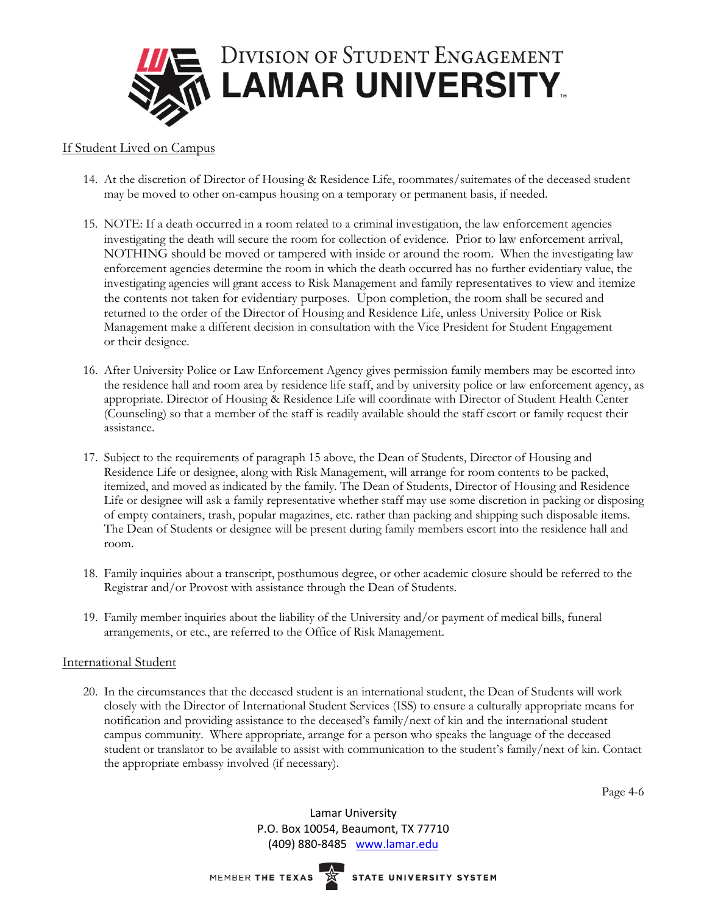## If Student Lived on Campus

14. At the discretion of Director of Housing & Residence Life, roommates/suitemates of the deceased student may be moved to other on-campus housing on a temporary or permanent basis, if needed.

15. NOTE: If a death occurred in a room related to a criminal investigation, the law enforcement agencies investigating the death will secure the room for collection of evidence. Prior to law enforcement arrival, NOTHING should be moved or tampered with inside or around the room. When the investigating law enforcement agencies determine the room in which the death occurred has no further evidentiary value, the investigating agencies will grant access to Risk Management and family representatives to view and itemize the contents not taken for evidentiary purposes. Upon completion, the room shall be secured and returned to the order of the Director of Housing and Residence Life, unless University Police or Risk Management make a different decision in consultation with the Vice President for Student Engagement or their designee.

16. After University Police or Law Enforcement Agency gives permission family members may be escorted into the residence hall and room area by residence life staff, and by university police or law enforcement agency, as appropriate. Director of Housing & Residence Life will coordinate with Director of Student Health Center (Counseling) so that a member of the staff is readily available should the staff escort or family request their assistance.

17. Subject to the requirements of paragraph 15 above, the Dean of Students, Director of Housing and Residence Life or designee, along with Risk Management, will arrange for room contents to be packed, itemized, and moved as indicated by the family. The Dean of Students, Director of Housing and Residence Life or designee will ask a family representative whether staff may use some discretion in packing or disposing of empty containers, trash, popular magazines, etc. rather than packing and shipping such disposable items. The Dean of Students or designee will be present during family members escort into the residence hall and room.

18. Family inquiries about a transcript, posthumous degree, or other academic closure should be referred to the Registrar and/or Provost with assistance through the Dean of Students.

19. Family member inquiries about the liability of the University and/or payment of medical bills, funeral arrangements, or etc., are referred to the Office of Risk Management.

## International Student

20. In the circumstances that the deceased student is an international student, the Dean of Students will work closely with the Director of International Student Services (ISS) to ensure a culturally appropriate means for notification and providing assistance to the deceased's family/next of kin and the international student campus community. Where appropriate, arrange for a person who speaks the language of the deceased student or translator to be available to assist with communication to the student's family/next of kin. Contact the appropriate embassy involved (if necessary).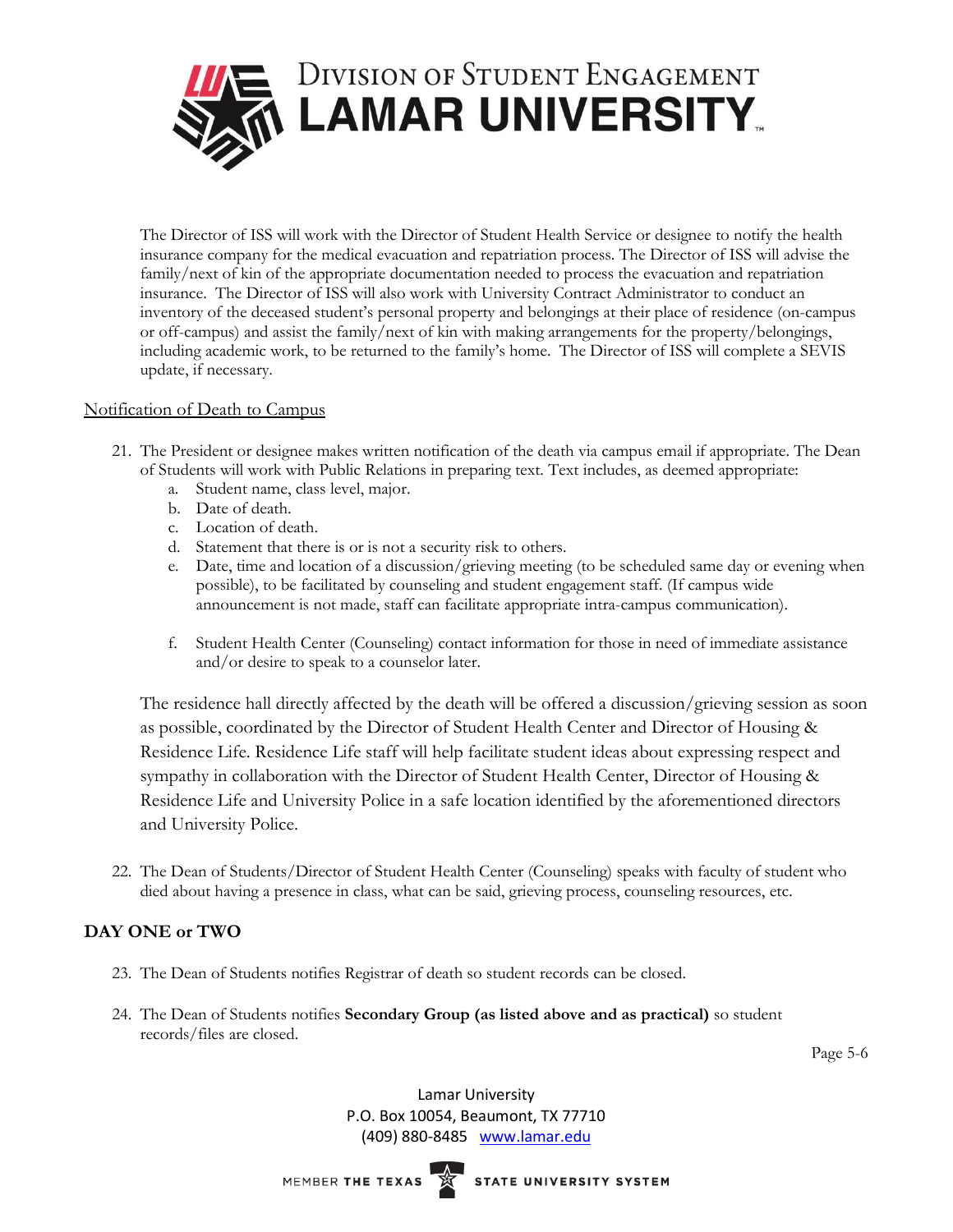The Director of ISS will work with the Director of Student Health Service or designee to notify the health insurance company for the medical evacuation and repatriation process. The Director of ISS will advise the family/next of kin of the appropriate documentation needed to process the evacuation and repatriation insurance. The Director of ISS will also work with University Contract Administrator to conduct an inventory of the deceased student's personal property and belongings at their place of residence (on-campus or off-campus) and assist the family/next of kin with making arrangements for the property/belongings, including academic work, to be returned to the family's home. The Director of ISS will complete a SEVIS update, if necessary.

Notification of Death to Campus

21. The President or designee makes written notification of the death via campus email if appropriate. The Dean of Students will work with Public Relations in preparing text. Text includes, as deemed appropriate:
    a. Student name, class level, major.
    b. Date of death.
    c. Location of death.
    d. Statement that there is or is not a security risk to others.
    e. Date, time and location of a discussion/grieving meeting (to be scheduled same day or evening when possible), to be facilitated by counseling and student engagement staff. (If campus wide announcement is not made, staff can facilitate appropriate intra-campus communication).
    f. Student Health Center (Counseling) contact information for those in need of immediate assistance and/or desire to speak to a counselor later.

    The residence hall directly affected by the death will be offered a discussion/grieving session as soon as possible, coordinated by the Director of Student Health Center and Director of Housing & Residence Life. Residence Life staff will help facilitate student ideas about expressing respect and sympathy in collaboration with the Director of Student Health Center, Director of Housing & Residence Life and University Police in a safe location identified by the aforementioned directors and University Police.

22. The Dean of Students/Director of Student Health Center (Counseling) speaks with faculty of student who died about having a presence in class, what can be said, grieving process, counseling resources, etc.

## DAY ONE or TWO

23. The Dean of Students notifies Registrar of death so student records can be closed.

24. The Dean of Students notifies **Secondary Group (as listed above and as practical)** so student records/files are closed.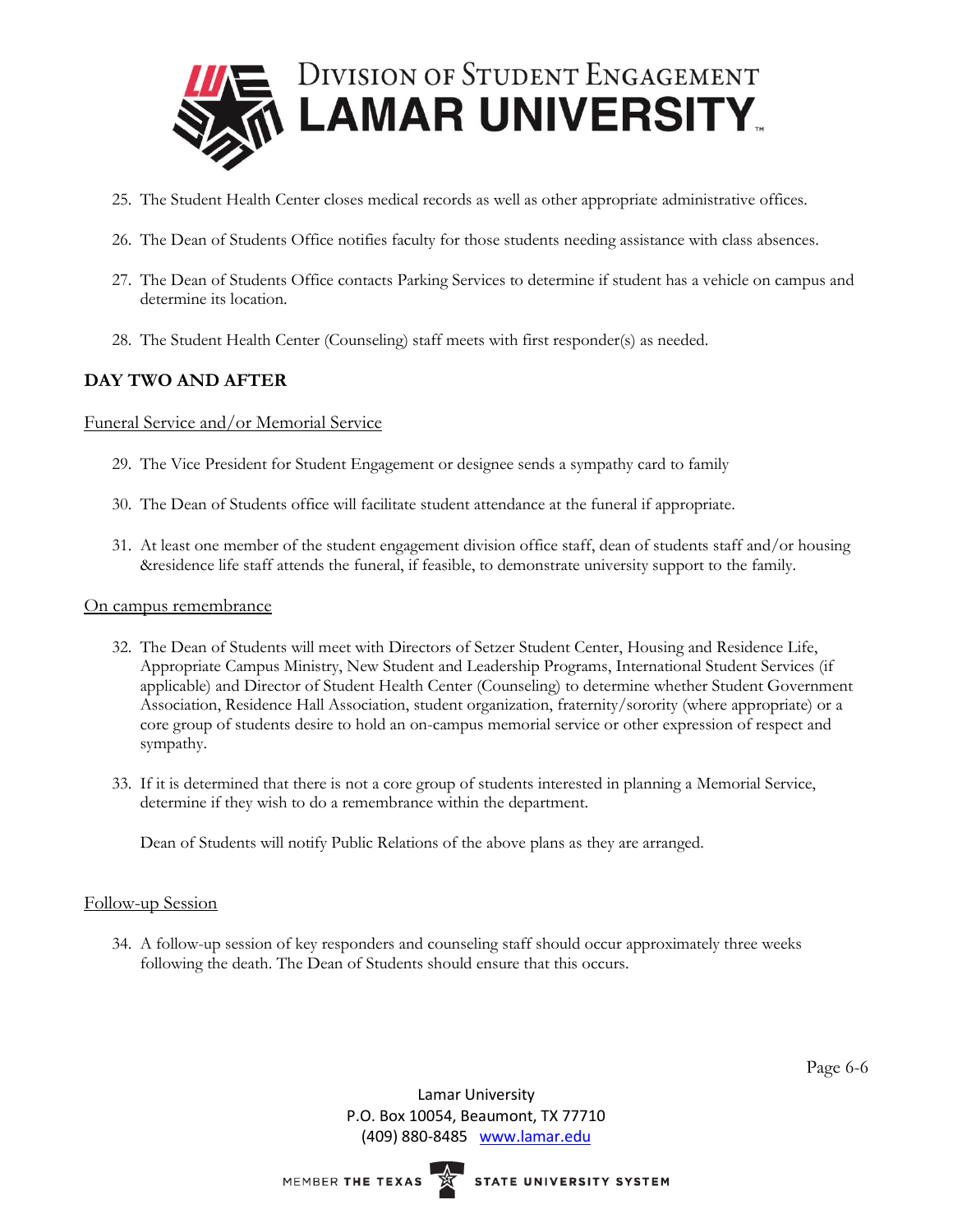25. The Student Health Center closes medical records as well as other appropriate administrative offices.

26. The Dean of Students Office notifies faculty for those students needing assistance with class absences.

27. The Dean of Students Office contacts Parking Services to determine if student has a vehicle on campus and determine its location.

28. The Student Health Center (Counseling) staff meets with first responder(s) as needed.

## DAY TWO AND AFTER

### Funeral Service and/or Memorial Service

29. The Vice President for Student Engagement or designee sends a sympathy card to family

30. The Dean of Students office will facilitate student attendance at the funeral if appropriate.

31. At least one member of the student engagement division office staff, dean of students staff and/or housing &residence life staff attends the funeral, if feasible, to demonstrate university support to the family.

### On campus remembrance

32. The Dean of Students will meet with Directors of Setzer Student Center, Housing and Residence Life, Appropriate Campus Ministry, New Student and Leadership Programs, International Student Services (if applicable) and Director of Student Health Center (Counseling) to determine whether Student Government Association, Residence Hall Association, student organization, fraternity/sorority (where appropriate) or a core group of students desire to hold an on-campus memorial service or other expression of respect and sympathy.

33. If it is determined that there is not a core group of students interested in planning a Memorial Service, determine if they wish to do a remembrance within the department.

    Dean of Students will notify Public Relations of the above plans as they are arranged.

### Follow-up Session

34. A follow-up session of key responders and counseling staff should occur approximately three weeks following the death. The Dean of Students should ensure that this occurs.